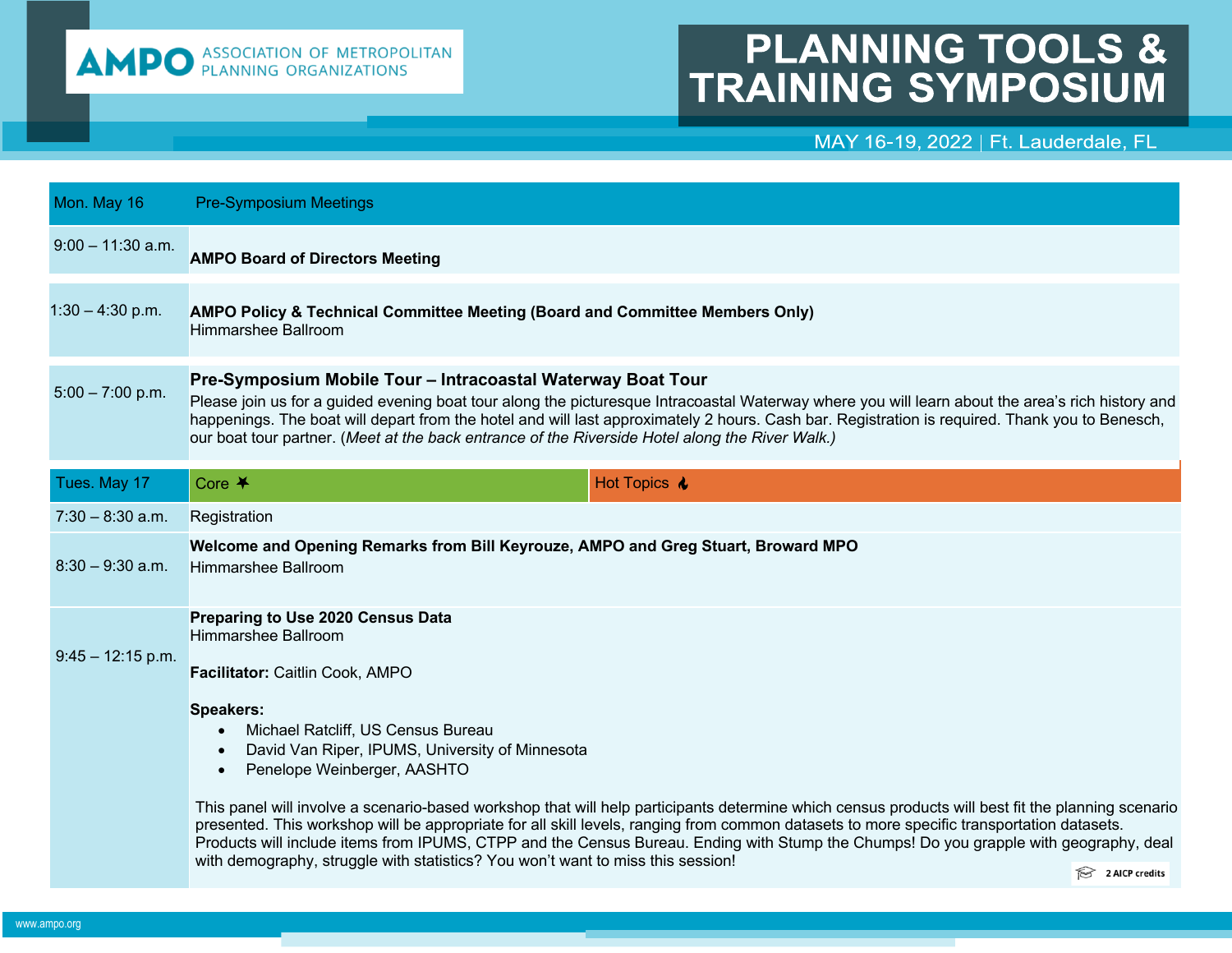AMPO ASSOCIATION OF METROPOLITAN PLANNING ORGANIZATIONS

# PLANNING TOOLS & TRAINING SYMPOSIUM

MAY 16-19, 2022 | Ft. Lauderdale, FL

| Mon. May 16 | Pre-Symposium Meetings |
|---|---|
| 9:00 – 11:30 a.m. | **AMPO Board of Directors Meeting** |
| 1:30 – 4:30 p.m. | **AMPO Policy & Technical Committee Meeting (Board and Committee Members Only)**<br>Himmarshee Ballroom |
| 5:00 – 7:00 p.m. | **Pre-Symposium Mobile Tour – Intracoastal Waterway Boat Tour**<br>Please join us for a guided evening boat tour along the picturesque Intracoastal Waterway where you will learn about the area's rich history and happenings. The boat will depart from the hotel and will last approximately 2 hours. Cash bar. Registration is required. Thank you to Benesch, our boat tour partner. (*Meet at the back entrance of the Riverside Hotel along the River Walk.)* |

| Tues. May 17 | Core ✶ | Hot Topics 🔥 |
|---|---|---|
| 7:30 – 8:30 a.m. | Registration | |
| 8:30 – 9:30 a.m. | **Welcome and Opening Remarks from Bill Keyrouze, AMPO and Greg Stuart, Broward MPO**<br>Himmarshee Ballroom | |
| 9:45 – 12:15 p.m. | **Preparing to Use 2020 Census Data**<br>Himmarshee Ballroom<br><br>**Facilitator:** Caitlin Cook, AMPO<br><br>**Speakers:**<br>• Michael Ratcliff, US Census Bureau<br>• David Van Riper, IPUMS, University of Minnesota<br>• Penelope Weinberger, AASHTO<br><br>This panel will involve a scenario-based workshop that will help participants determine which census products will best fit the planning scenario presented. This workshop will be appropriate for all skill levels, ranging from common datasets to more specific transportation datasets. Products will include items from IPUMS, CTPP and the Census Bureau. Ending with Stump the Chumps! Do you grapple with geography, deal with demography, struggle with statistics? You won't want to miss this session!<br><br>2 AICP credits | |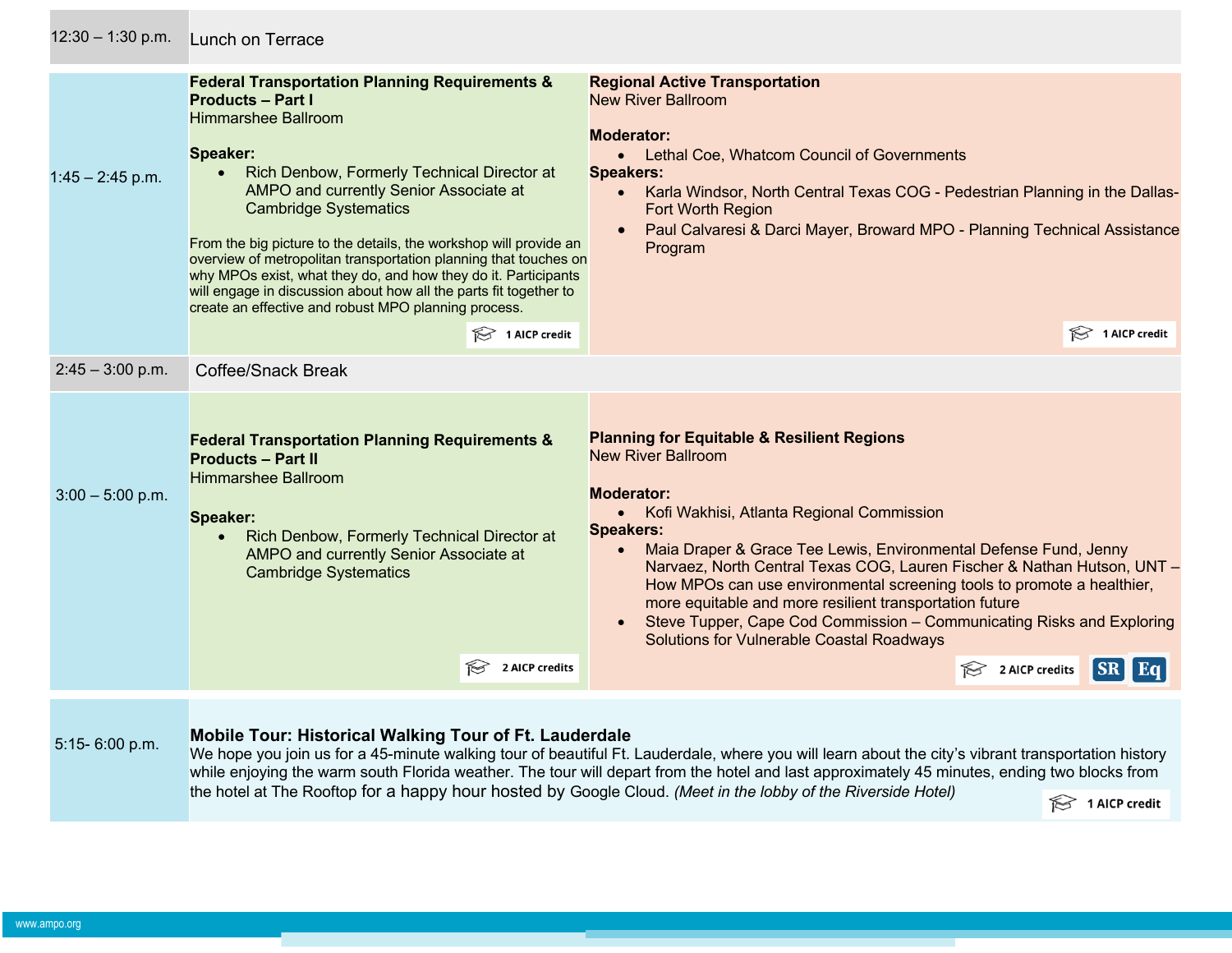| Time | Session | Session |
|---|---|---|
| 12:30 – 1:30 p.m. | Lunch on Terrace | |
| 1:45 – 2:45 p.m. | **Federal Transportation Planning Requirements & Products – Part I**<br>Himmarshee Ballroom<br><br>**Speaker:**<br>• Rich Denbow, Formerly Technical Director at AMPO and currently Senior Associate at Cambridge Systematics<br><br>From the big picture to the details, the workshop will provide an overview of metropolitan transportation planning that touches on why MPOs exist, what they do, and how they do it. Participants will engage in discussion about how all the parts fit together to create an effective and robust MPO planning process.<br><br>1 AICP credit | **Regional Active Transportation**<br>New River Ballroom<br><br>**Moderator:**<br>• Lethal Coe, Whatcom Council of Governments<br>**Speakers:**<br>• Karla Windsor, North Central Texas COG - Pedestrian Planning in the Dallas-Fort Worth Region<br>• Paul Calvaresi & Darci Mayer, Broward MPO - Planning Technical Assistance Program<br><br>1 AICP credit |
| 2:45 – 3:00 p.m. | Coffee/Snack Break | |
| 3:00 – 5:00 p.m. | **Federal Transportation Planning Requirements & Products – Part II**<br>Himmarshee Ballroom<br><br>**Speaker:**<br>• Rich Denbow, Formerly Technical Director at AMPO and currently Senior Associate at Cambridge Systematics<br><br>2 AICP credits | **Planning for Equitable & Resilient Regions**<br>New River Ballroom<br><br>**Moderator:**<br>• Kofi Wakhisi, Atlanta Regional Commission<br>**Speakers:**<br>• Maia Draper & Grace Tee Lewis, Environmental Defense Fund, Jenny Narvaez, North Central Texas COG, Lauren Fischer & Nathan Hutson, UNT – How MPOs can use environmental screening tools to promote a healthier, more equitable and more resilient transportation future<br>• Steve Tupper, Cape Cod Commission – Communicating Risks and Exploring Solutions for Vulnerable Coastal Roadways<br><br>2 AICP credits SR Eq |
| 5:15- 6:00 p.m. | **Mobile Tour: Historical Walking Tour of Ft. Lauderdale**<br>We hope you join us for a 45-minute walking tour of beautiful Ft. Lauderdale, where you will learn about the city's vibrant transportation history while enjoying the warm south Florida weather. The tour will depart from the hotel and last approximately 45 minutes, ending two blocks from the hotel at The Rooftop for a happy hour hosted by Google Cloud. *(Meet in the lobby of the Riverside Hotel)*<br><br>1 AICP credit | |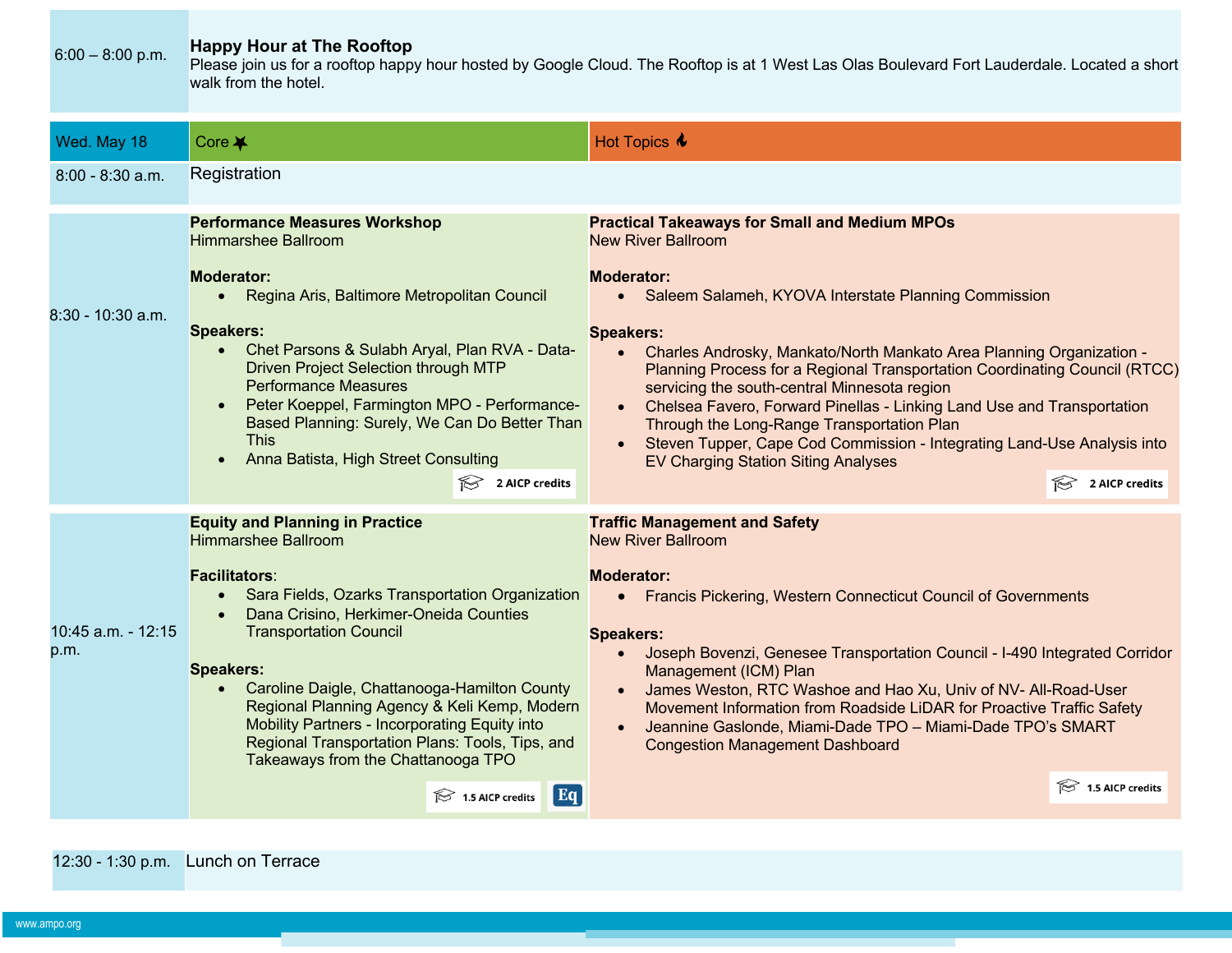| | | |
|---|---|---|
| 6:00 – 8:00 p.m. | **Happy Hour at The Rooftop**<br>Please join us for a rooftop happy hour hosted by Google Cloud. The Rooftop is at 1 West Las Olas Boulevard Fort Lauderdale. Located a short walk from the hotel. | |

| Wed. May 18 | Core | Hot Topics |
|---|---|---|
| 8:00 - 8:30 a.m. | Registration | |
| 8:30 - 10:30 a.m. | **Performance Measures Workshop**<br>Himmarshee Ballroom<br><br>**Moderator:**<br>• Regina Aris, Baltimore Metropolitan Council<br><br>**Speakers:**<br>• Chet Parsons & Sulabh Aryal, Plan RVA - Data-Driven Project Selection through MTP Performance Measures<br>• Peter Koeppel, Farmington MPO - Performance-Based Planning: Surely, We Can Do Better Than This<br>• Anna Batista, High Street Consulting<br><br>2 AICP credits | **Practical Takeaways for Small and Medium MPOs**<br>New River Ballroom<br><br>**Moderator:**<br>• Saleem Salameh, KYOVA Interstate Planning Commission<br><br>**Speakers:**<br>• Charles Androsky, Mankato/North Mankato Area Planning Organization - Planning Process for a Regional Transportation Coordinating Council (RTCC) servicing the south-central Minnesota region<br>• Chelsea Favero, Forward Pinellas - Linking Land Use and Transportation Through the Long-Range Transportation Plan<br>• Steven Tupper, Cape Cod Commission - Integrating Land-Use Analysis into EV Charging Station Siting Analyses<br><br>2 AICP credits |
| 10:45 a.m. - 12:15 p.m. | **Equity and Planning in Practice**<br>Himmarshee Ballroom<br><br>**Facilitators**:<br>• Sara Fields, Ozarks Transportation Organization<br>• Dana Crisino, Herkimer-Oneida Counties Transportation Council<br><br>**Speakers:**<br>• Caroline Daigle, Chattanooga-Hamilton County Regional Planning Agency & Keli Kemp, Modern Mobility Partners - Incorporating Equity into Regional Transportation Plans: Tools, Tips, and Takeaways from the Chattanooga TPO<br><br>1.5 AICP credits Eq | **Traffic Management and Safety**<br>New River Ballroom<br><br>**Moderator:**<br>• Francis Pickering, Western Connecticut Council of Governments<br><br>**Speakers:**<br>• Joseph Bovenzi, Genesee Transportation Council - I-490 Integrated Corridor Management (ICM) Plan<br>• James Weston, RTC Washoe and Hao Xu, Univ of NV- All-Road-User Movement Information from Roadside LiDAR for Proactive Traffic Safety<br>• Jeannine Gaslonde, Miami-Dade TPO – Miami-Dade TPO's SMART Congestion Management Dashboard<br><br>1.5 AICP credits |
| 12:30 - 1:30 p.m. | Lunch on Terrace | |

www.ampo.org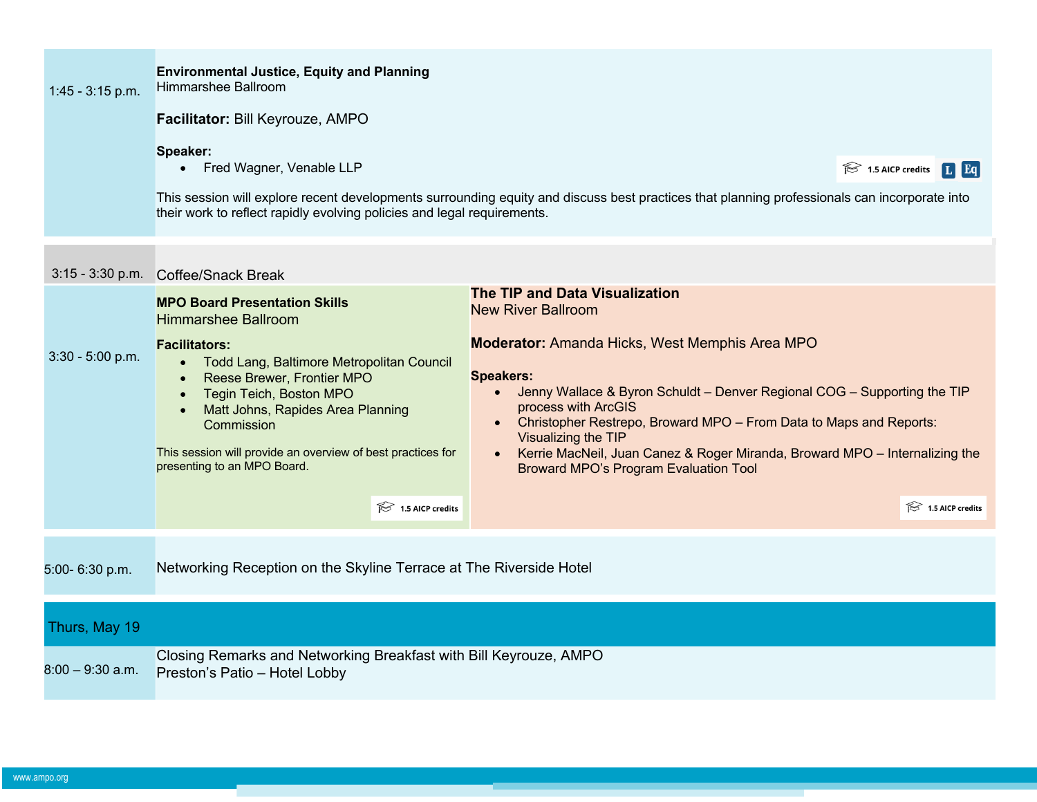**1:45 - 3:15 p.m.**

**Environmental Justice, Equity and Planning**
Himmarshee Ballroom

**Facilitator:** Bill Keyrouze, AMPO

**Speaker:**

- Fred Wagner, Venable LLP

1.5 AICP credits L Eq

This session will explore recent developments surrounding equity and discuss best practices that planning professionals can incorporate into their work to reflect rapidly evolving policies and legal requirements.

**3:15 - 3:30 p.m.**

Coffee/Snack Break

**3:30 - 5:00 p.m.**

**MPO Board Presentation Skills**
Himmarshee Ballroom

**Facilitators:**

- Todd Lang, Baltimore Metropolitan Council
- Reese Brewer, Frontier MPO
- Tegin Teich, Boston MPO
- Matt Johns, Rapides Area Planning Commission

This session will provide an overview of best practices for presenting to an MPO Board.

1.5 AICP credits

**The TIP and Data Visualization**
New River Ballroom

**Moderator:** Amanda Hicks, West Memphis Area MPO

**Speakers:**

- Jenny Wallace & Byron Schuldt – Denver Regional COG – Supporting the TIP process with ArcGIS
- Christopher Restrepo, Broward MPO – From Data to Maps and Reports: Visualizing the TIP
- Kerrie MacNeil, Juan Canez & Roger Miranda, Broward MPO – Internalizing the Broward MPO's Program Evaluation Tool

1.5 AICP credits

**5:00- 6:30 p.m.**

Networking Reception on the Skyline Terrace at The Riverside Hotel

## Thurs, May 19

**8:00 – 9:30 a.m.**

Closing Remarks and Networking Breakfast with Bill Keyrouze, AMPO
Preston's Patio – Hotel Lobby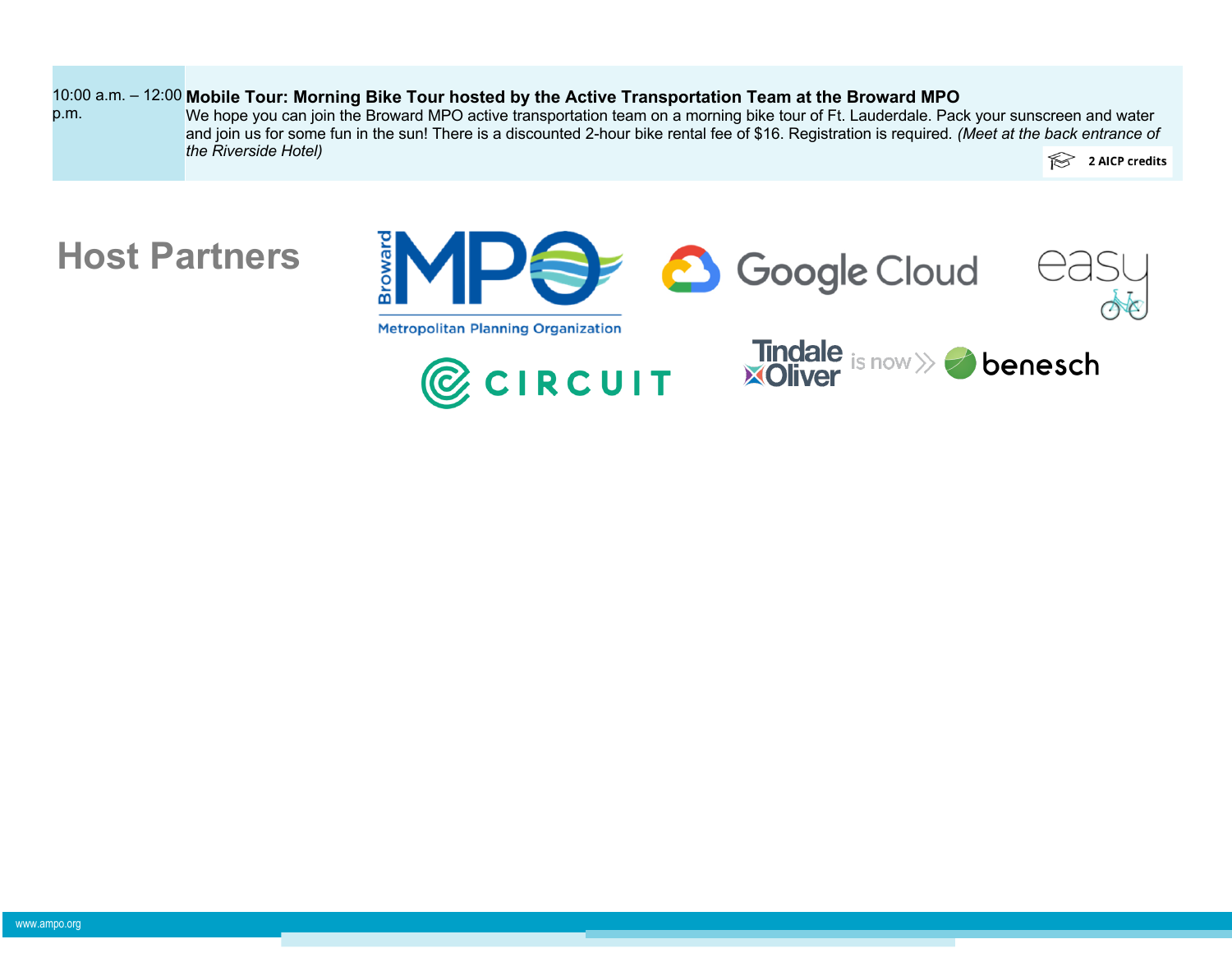| | |
|---|---|
| 10:00 a.m. – 12:00 p.m. | **Mobile Tour: Morning Bike Tour hosted by the Active Transportation Team at the Broward MPO**<br>We hope you can join the Broward MPO active transportation team on a morning bike tour of Ft. Lauderdale. Pack your sunscreen and water and join us for some fun in the sun! There is a discounted 2-hour bike rental fee of $16. Registration is required. *(Meet at the back entrance of the Riverside Hotel)*<br>**2 AICP credits** |

## Host Partners

Broward MPO Metropolitan Planning Organization

Google Cloud

easy

CIRCUIT

Tindale Oliver is now benesch